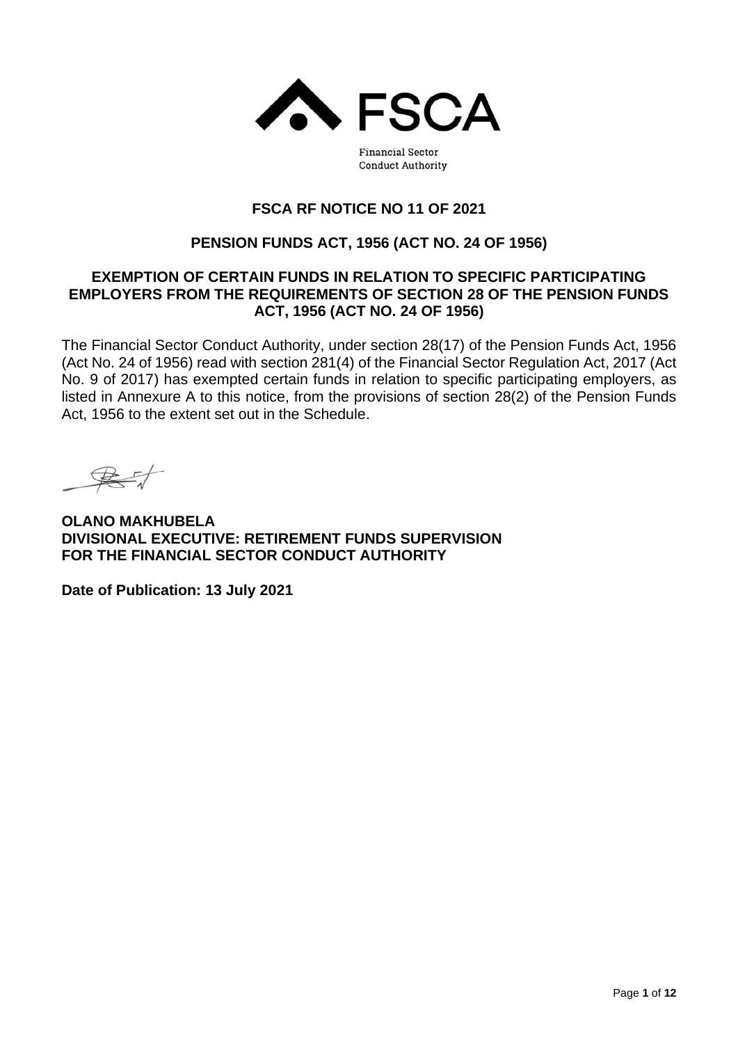FSCA

Financial Sector Conduct Authority

# FSCA RF NOTICE NO 11 OF 2021

## PENSION FUNDS ACT, 1956 (ACT NO. 24 OF 1956)

## EXEMPTION OF CERTAIN FUNDS IN RELATION TO SPECIFIC PARTICIPATING EMPLOYERS FROM THE REQUIREMENTS OF SECTION 28 OF THE PENSION FUNDS ACT, 1956 (ACT NO. 24 OF 1956)

The Financial Sector Conduct Authority, under section 28(17) of the Pension Funds Act, 1956 (Act No. 24 of 1956) read with section 281(4) of the Financial Sector Regulation Act, 2017 (Act No. 9 of 2017) has exempted certain funds in relation to specific participating employers, as listed in Annexure A to this notice, from the provisions of section 28(2) of the Pension Funds Act, 1956 to the extent set out in the Schedule.

**OLANO MAKHUBELA**
**DIVISIONAL EXECUTIVE: RETIREMENT FUNDS SUPERVISION**
**FOR THE FINANCIAL SECTOR CONDUCT AUTHORITY**

**Date of Publication: 13 July 2021**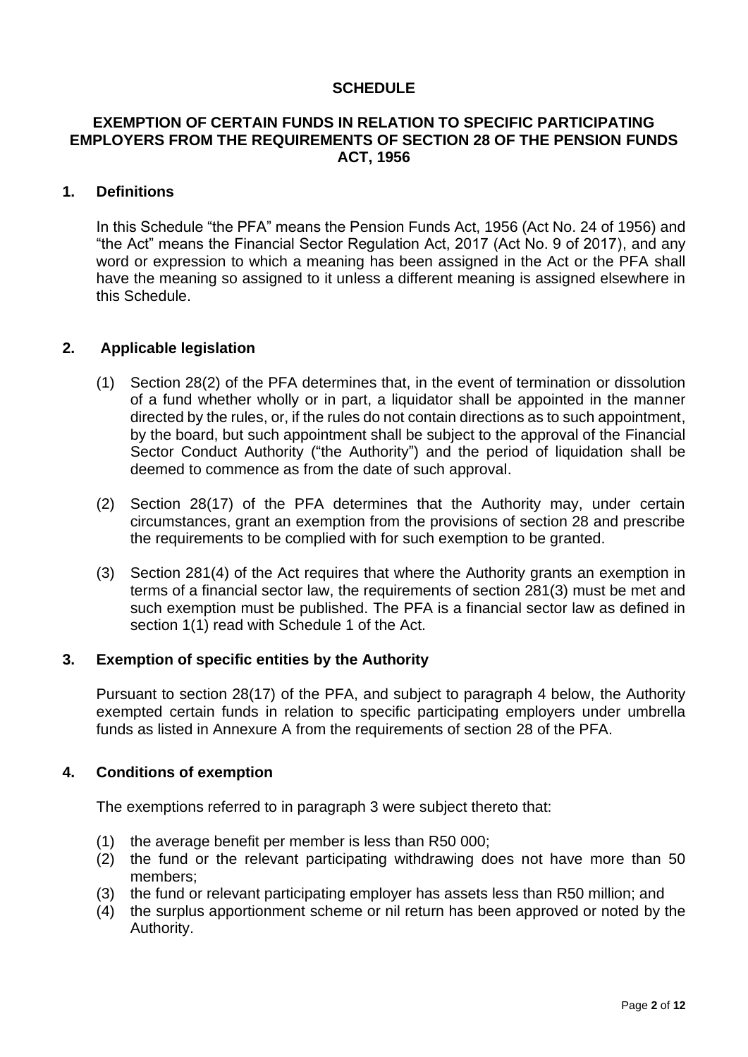# SCHEDULE

## EXEMPTION OF CERTAIN FUNDS IN RELATION TO SPECIFIC PARTICIPATING EMPLOYERS FROM THE REQUIREMENTS OF SECTION 28 OF THE PENSION FUNDS ACT, 1956

### 1. Definitions

In this Schedule "the PFA" means the Pension Funds Act, 1956 (Act No. 24 of 1956) and "the Act" means the Financial Sector Regulation Act, 2017 (Act No. 9 of 2017), and any word or expression to which a meaning has been assigned in the Act or the PFA shall have the meaning so assigned to it unless a different meaning is assigned elsewhere in this Schedule.

### 2. Applicable legislation

(1) Section 28(2) of the PFA determines that, in the event of termination or dissolution of a fund whether wholly or in part, a liquidator shall be appointed in the manner directed by the rules, or, if the rules do not contain directions as to such appointment, by the board, but such appointment shall be subject to the approval of the Financial Sector Conduct Authority ("the Authority") and the period of liquidation shall be deemed to commence as from the date of such approval.

(2) Section 28(17) of the PFA determines that the Authority may, under certain circumstances, grant an exemption from the provisions of section 28 and prescribe the requirements to be complied with for such exemption to be granted.

(3) Section 281(4) of the Act requires that where the Authority grants an exemption in terms of a financial sector law, the requirements of section 281(3) must be met and such exemption must be published. The PFA is a financial sector law as defined in section 1(1) read with Schedule 1 of the Act.

### 3. Exemption of specific entities by the Authority

Pursuant to section 28(17) of the PFA, and subject to paragraph 4 below, the Authority exempted certain funds in relation to specific participating employers under umbrella funds as listed in Annexure A from the requirements of section 28 of the PFA.

### 4. Conditions of exemption

The exemptions referred to in paragraph 3 were subject thereto that:

(1) the average benefit per member is less than R50 000;
(2) the fund or the relevant participating withdrawing does not have more than 50 members;
(3) the fund or relevant participating employer has assets less than R50 million; and
(4) the surplus apportionment scheme or nil return has been approved or noted by the Authority.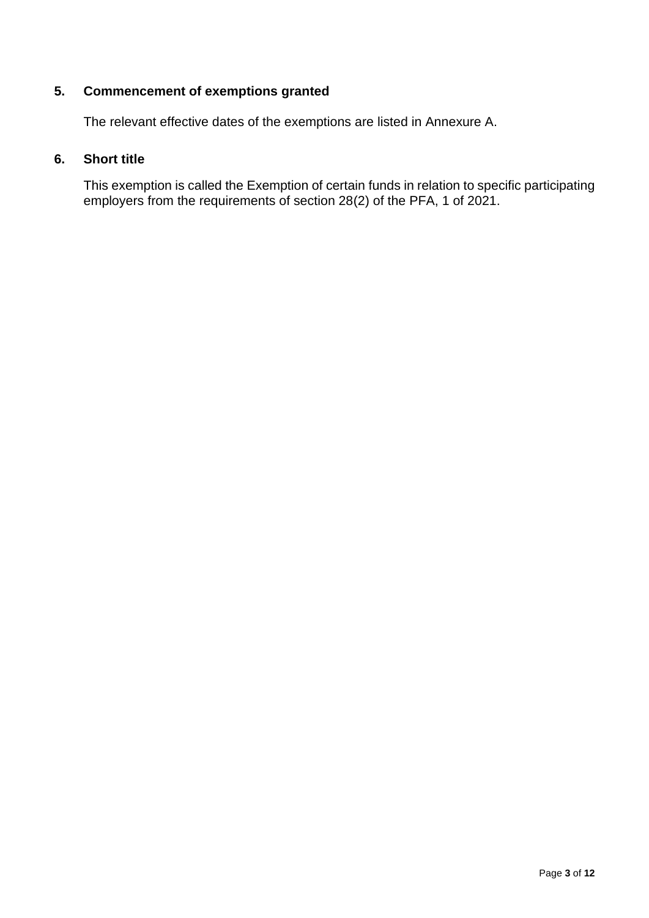## 5. Commencement of exemptions granted

The relevant effective dates of the exemptions are listed in Annexure A.

## 6. Short title

This exemption is called the Exemption of certain funds in relation to specific participating employers from the requirements of section 28(2) of the PFA, 1 of 2021.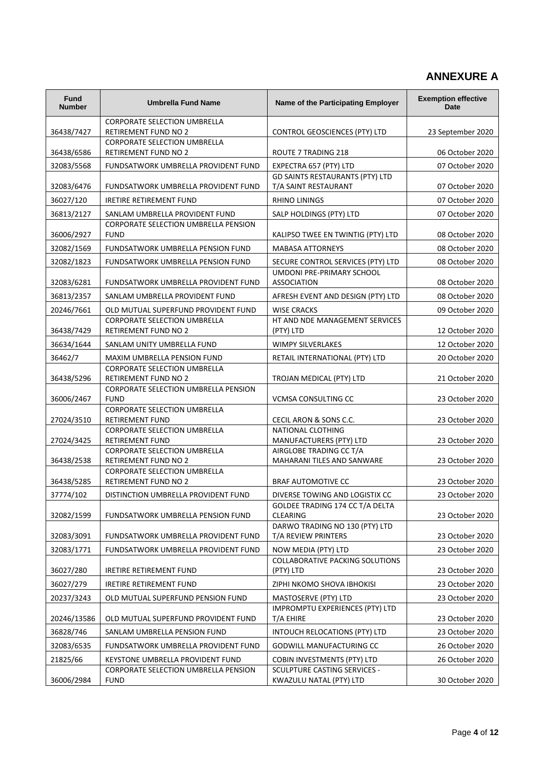# ANNEXURE A

| Fund Number | Umbrella Fund Name | Name of the Participating Employer | Exemption effective Date |
|---|---|---|---|
| 36438/7427 | CORPORATE SELECTION UMBRELLA RETIREMENT FUND NO 2 | CONTROL GEOSCIENCES (PTY) LTD | 23 September 2020 |
| 36438/6586 | CORPORATE SELECTION UMBRELLA RETIREMENT FUND NO 2 | ROUTE 7 TRADING 218 | 06 October 2020 |
| 32083/5568 | FUNDSATWORK UMBRELLA PROVIDENT FUND | EXPECTRA 657 (PTY) LTD | 07 October 2020 |
| 32083/6476 | FUNDSATWORK UMBRELLA PROVIDENT FUND | GD SAINTS RESTAURANTS (PTY) LTD T/A SAINT RESTAURANT | 07 October 2020 |
| 36027/120 | IRETIRE RETIREMENT FUND | RHINO LININGS | 07 October 2020 |
| 36813/2127 | SANLAM UMBRELLA PROVIDENT FUND | SALP HOLDINGS (PTY) LTD | 07 October 2020 |
| 36006/2927 | CORPORATE SELECTION UMBRELLA PENSION FUND | KALIPSO TWEE EN TWINTIG (PTY) LTD | 08 October 2020 |
| 32082/1569 | FUNDSATWORK UMBRELLA PENSION FUND | MABASA ATTORNEYS | 08 October 2020 |
| 32082/1823 | FUNDSATWORK UMBRELLA PENSION FUND | SECURE CONTROL SERVICES (PTY) LTD | 08 October 2020 |
| 32083/6281 | FUNDSATWORK UMBRELLA PROVIDENT FUND | UMDONI PRE-PRIMARY SCHOOL ASSOCIATION | 08 October 2020 |
| 36813/2357 | SANLAM UMBRELLA PROVIDENT FUND | AFRESH EVENT AND DESIGN (PTY) LTD | 08 October 2020 |
| 20246/7661 | OLD MUTUAL SUPERFUND PROVIDENT FUND | WISE CRACKS | 09 October 2020 |
| 36438/7429 | CORPORATE SELECTION UMBRELLA RETIREMENT FUND NO 2 | HT AND NDE MANAGEMENT SERVICES (PTY) LTD | 12 October 2020 |
| 36634/1644 | SANLAM UNITY UMBRELLA FUND | WIMPY SILVERLAKES | 12 October 2020 |
| 36462/7 | MAXIM UMBRELLA PENSION FUND | RETAIL INTERNATIONAL (PTY) LTD | 20 October 2020 |
| 36438/5296 | CORPORATE SELECTION UMBRELLA RETIREMENT FUND NO 2 | TROJAN MEDICAL (PTY) LTD | 21 October 2020 |
| 36006/2467 | CORPORATE SELECTION UMBRELLA PENSION FUND | VCMSA CONSULTING CC | 23 October 2020 |
| 27024/3510 | CORPORATE SELECTION UMBRELLA RETIREMENT FUND | CECIL ARON & SONS C.C. | 23 October 2020 |
| 27024/3425 | CORPORATE SELECTION UMBRELLA RETIREMENT FUND | NATIONAL CLOTHING MANUFACTURERS (PTY) LTD | 23 October 2020 |
| 36438/2538 | CORPORATE SELECTION UMBRELLA RETIREMENT FUND NO 2 | AIRGLOBE TRADING CC T/A MAHARANI TILES AND SANWARE | 23 October 2020 |
| 36438/5285 | CORPORATE SELECTION UMBRELLA RETIREMENT FUND NO 2 | BRAF AUTOMOTIVE CC | 23 October 2020 |
| 37774/102 | DISTINCTION UMBRELLA PROVIDENT FUND | DIVERSE TOWING AND LOGISTIX CC | 23 October 2020 |
| 32082/1599 | FUNDSATWORK UMBRELLA PENSION FUND | GOLDEE TRADING 174 CC T/A DELTA CLEARING | 23 October 2020 |
| 32083/3091 | FUNDSATWORK UMBRELLA PROVIDENT FUND | DARWO TRADING NO 130 (PTY) LTD T/A REVIEW PRINTERS | 23 October 2020 |
| 32083/1771 | FUNDSATWORK UMBRELLA PROVIDENT FUND | NOW MEDIA (PTY) LTD | 23 October 2020 |
| 36027/280 | IRETIRE RETIREMENT FUND | COLLABORATIVE PACKING SOLUTIONS (PTY) LTD | 23 October 2020 |
| 36027/279 | IRETIRE RETIREMENT FUND | ZIPHI NKOMO SHOVA IBHOKISI | 23 October 2020 |
| 20237/3243 | OLD MUTUAL SUPERFUND PENSION FUND | MASTOSERVE (PTY) LTD | 23 October 2020 |
| 20246/13586 | OLD MUTUAL SUPERFUND PROVIDENT FUND | IMPROMPTU EXPERIENCES (PTY) LTD T/A EHIRE | 23 October 2020 |
| 36828/746 | SANLAM UMBRELLA PENSION FUND | INTOUCH RELOCATIONS (PTY) LTD | 23 October 2020 |
| 32083/6535 | FUNDSATWORK UMBRELLA PROVIDENT FUND | GODWILL MANUFACTURING CC | 26 October 2020 |
| 21825/66 | KEYSTONE UMBRELLA PROVIDENT FUND | COBIN INVESTMENTS (PTY) LTD | 26 October 2020 |
| 36006/2984 | CORPORATE SELECTION UMBRELLA PENSION FUND | SCULPTURE CASTING SERVICES - KWAZULU NATAL (PTY) LTD | 30 October 2020 |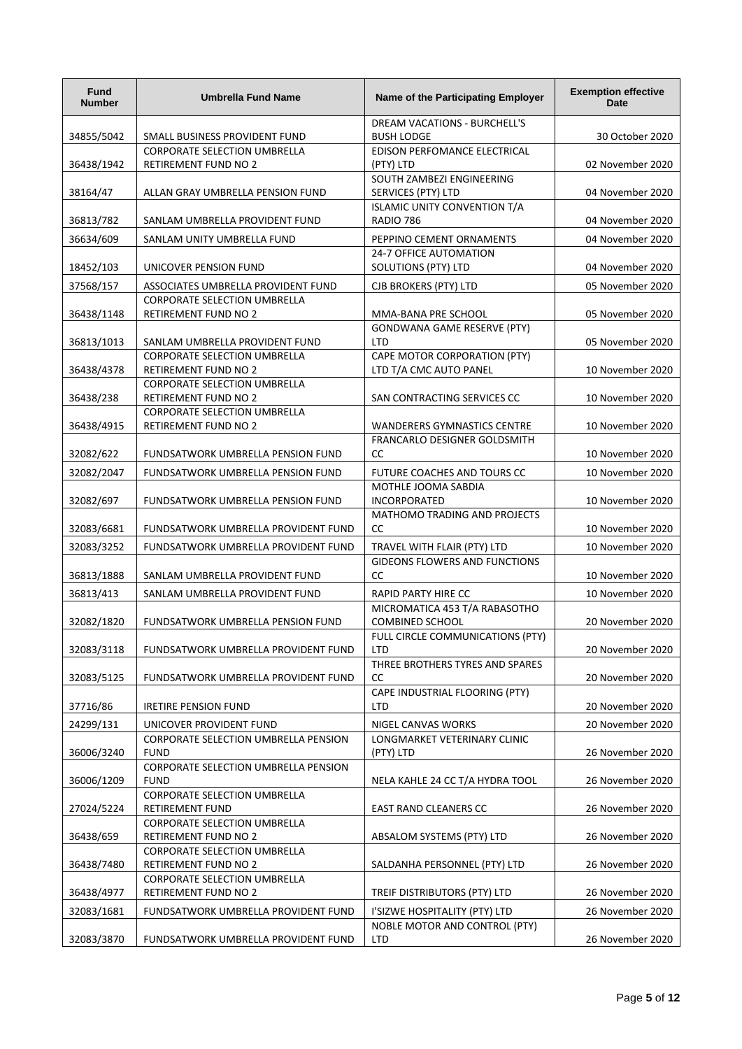| Fund Number | Umbrella Fund Name | Name of the Participating Employer | Exemption effective Date |
|---|---|---|---|
| 34855/5042 | SMALL BUSINESS PROVIDENT FUND | DREAM VACATIONS - BURCHELL'S BUSH LODGE | 30 October 2020 |
| 36438/1942 | CORPORATE SELECTION UMBRELLA RETIREMENT FUND NO 2 | EDISON PERFOMANCE ELECTRICAL (PTY) LTD | 02 November 2020 |
| 38164/47 | ALLAN GRAY UMBRELLA PENSION FUND | SOUTH ZAMBEZI ENGINEERING SERVICES (PTY) LTD | 04 November 2020 |
| 36813/782 | SANLAM UMBRELLA PROVIDENT FUND | ISLAMIC UNITY CONVENTION T/A RADIO 786 | 04 November 2020 |
| 36634/609 | SANLAM UNITY UMBRELLA FUND | PEPPINO CEMENT ORNAMENTS | 04 November 2020 |
| 18452/103 | UNICOVER PENSION FUND | 24-7 OFFICE AUTOMATION SOLUTIONS (PTY) LTD | 04 November 2020 |
| 37568/157 | ASSOCIATES UMBRELLA PROVIDENT FUND | CJB BROKERS (PTY) LTD | 05 November 2020 |
| 36438/1148 | CORPORATE SELECTION UMBRELLA RETIREMENT FUND NO 2 | MMA-BANA PRE SCHOOL | 05 November 2020 |
| 36813/1013 | SANLAM UMBRELLA PROVIDENT FUND | GONDWANA GAME RESERVE (PTY) LTD | 05 November 2020 |
| 36438/4378 | CORPORATE SELECTION UMBRELLA RETIREMENT FUND NO 2 | CAPE MOTOR CORPORATION (PTY) LTD T/A CMC AUTO PANEL | 10 November 2020 |
| 36438/238 | CORPORATE SELECTION UMBRELLA RETIREMENT FUND NO 2 | SAN CONTRACTING SERVICES CC | 10 November 2020 |
| 36438/4915 | CORPORATE SELECTION UMBRELLA RETIREMENT FUND NO 2 | WANDERERS GYMNASTICS CENTRE | 10 November 2020 |
| 32082/622 | FUNDSATWORK UMBRELLA PENSION FUND | FRANCARLO DESIGNER GOLDSMITH CC | 10 November 2020 |
| 32082/2047 | FUNDSATWORK UMBRELLA PENSION FUND | FUTURE COACHES AND TOURS CC | 10 November 2020 |
| 32082/697 | FUNDSATWORK UMBRELLA PENSION FUND | MOTHLE JOOMA SABDIA INCORPORATED | 10 November 2020 |
| 32083/6681 | FUNDSATWORK UMBRELLA PROVIDENT FUND | MATHOMO TRADING AND PROJECTS CC | 10 November 2020 |
| 32083/3252 | FUNDSATWORK UMBRELLA PROVIDENT FUND | TRAVEL WITH FLAIR (PTY) LTD | 10 November 2020 |
| 36813/1888 | SANLAM UMBRELLA PROVIDENT FUND | GIDEONS FLOWERS AND FUNCTIONS CC | 10 November 2020 |
| 36813/413 | SANLAM UMBRELLA PROVIDENT FUND | RAPID PARTY HIRE CC | 10 November 2020 |
| 32082/1820 | FUNDSATWORK UMBRELLA PENSION FUND | MICROMATICA 453 T/A RABASOTHO COMBINED SCHOOL | 20 November 2020 |
| 32083/3118 | FUNDSATWORK UMBRELLA PROVIDENT FUND | FULL CIRCLE COMMUNICATIONS (PTY) LTD | 20 November 2020 |
| 32083/5125 | FUNDSATWORK UMBRELLA PROVIDENT FUND | THREE BROTHERS TYRES AND SPARES CC | 20 November 2020 |
| 37716/86 | IRETIRE PENSION FUND | CAPE INDUSTRIAL FLOORING (PTY) LTD | 20 November 2020 |
| 24299/131 | UNICOVER PROVIDENT FUND | NIGEL CANVAS WORKS | 20 November 2020 |
| 36006/3240 | CORPORATE SELECTION UMBRELLA PENSION FUND | LONGMARKET VETERINARY CLINIC (PTY) LTD | 26 November 2020 |
| 36006/1209 | CORPORATE SELECTION UMBRELLA PENSION FUND | NELA KAHLE 24 CC T/A HYDRA TOOL | 26 November 2020 |
| 27024/5224 | CORPORATE SELECTION UMBRELLA RETIREMENT FUND | EAST RAND CLEANERS CC | 26 November 2020 |
| 36438/659 | CORPORATE SELECTION UMBRELLA RETIREMENT FUND NO 2 | ABSALOM SYSTEMS (PTY) LTD | 26 November 2020 |
| 36438/7480 | CORPORATE SELECTION UMBRELLA RETIREMENT FUND NO 2 | SALDANHA PERSONNEL (PTY) LTD | 26 November 2020 |
| 36438/4977 | CORPORATE SELECTION UMBRELLA RETIREMENT FUND NO 2 | TREIF DISTRIBUTORS (PTY) LTD | 26 November 2020 |
| 32083/1681 | FUNDSATWORK UMBRELLA PROVIDENT FUND | I'SIZWE HOSPITALITY (PTY) LTD | 26 November 2020 |
| 32083/3870 | FUNDSATWORK UMBRELLA PROVIDENT FUND | NOBLE MOTOR AND CONTROL (PTY) LTD | 26 November 2020 |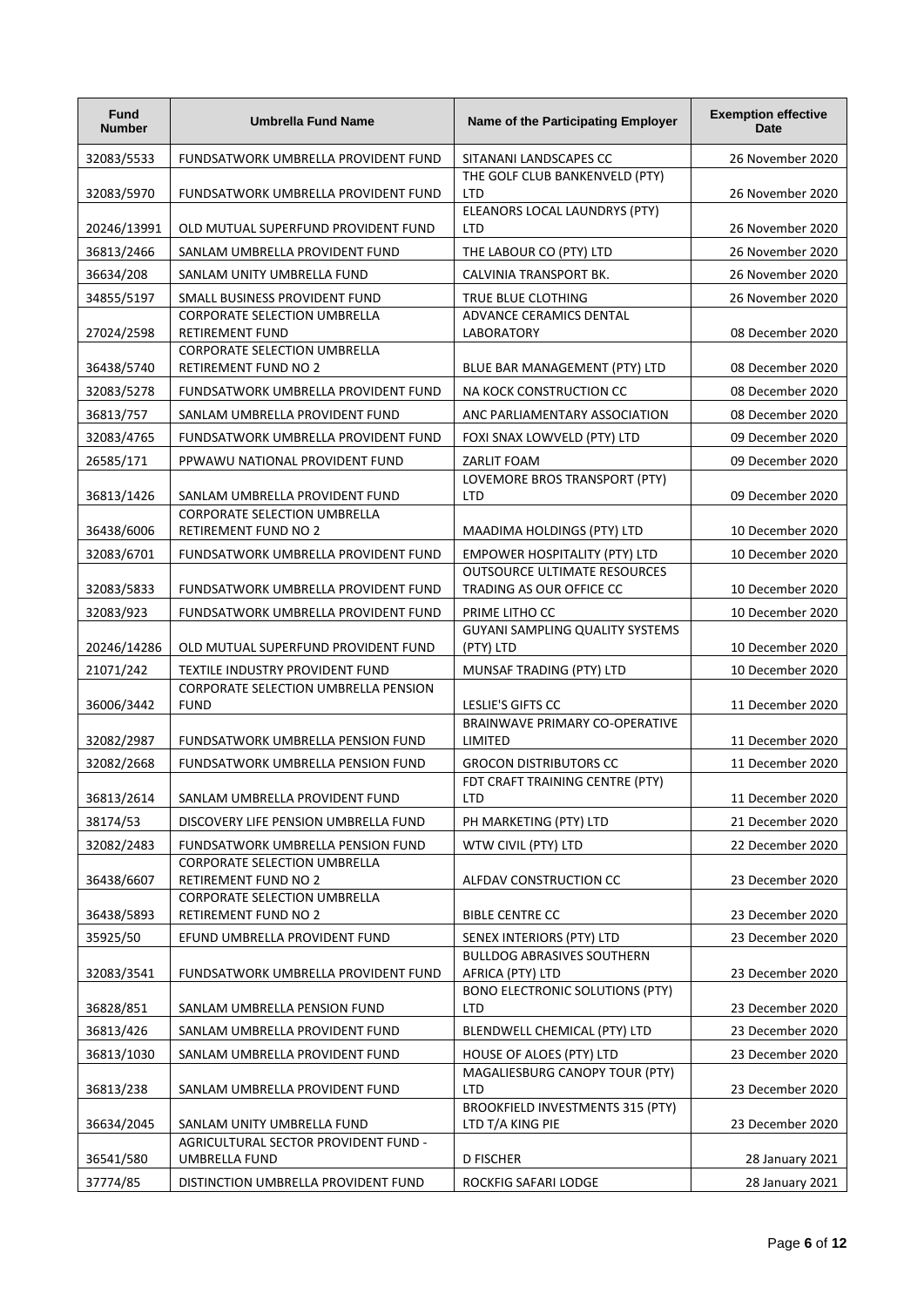| Fund Number | Umbrella Fund Name | Name of the Participating Employer | Exemption effective Date |
|---|---|---|---|
| 32083/5533 | FUNDSATWORK UMBRELLA PROVIDENT FUND | SITANANI LANDSCAPES CC | 26 November 2020 |
| 32083/5970 | FUNDSATWORK UMBRELLA PROVIDENT FUND | THE GOLF CLUB BANKENVELD (PTY) LTD | 26 November 2020 |
| 20246/13991 | OLD MUTUAL SUPERFUND PROVIDENT FUND | ELEANORS LOCAL LAUNDRYS (PTY) LTD | 26 November 2020 |
| 36813/2466 | SANLAM UMBRELLA PROVIDENT FUND | THE LABOUR CO (PTY) LTD | 26 November 2020 |
| 36634/208 | SANLAM UNITY UMBRELLA FUND | CALVINIA TRANSPORT BK. | 26 November 2020 |
| 34855/5197 | SMALL BUSINESS PROVIDENT FUND | TRUE BLUE CLOTHING | 26 November 2020 |
| 27024/2598 | CORPORATE SELECTION UMBRELLA RETIREMENT FUND | ADVANCE CERAMICS DENTAL LABORATORY | 08 December 2020 |
| 36438/5740 | CORPORATE SELECTION UMBRELLA RETIREMENT FUND NO 2 | BLUE BAR MANAGEMENT (PTY) LTD | 08 December 2020 |
| 32083/5278 | FUNDSATWORK UMBRELLA PROVIDENT FUND | NA KOCK CONSTRUCTION CC | 08 December 2020 |
| 36813/757 | SANLAM UMBRELLA PROVIDENT FUND | ANC PARLIAMENTARY ASSOCIATION | 08 December 2020 |
| 32083/4765 | FUNDSATWORK UMBRELLA PROVIDENT FUND | FOXI SNAX LOWVELD (PTY) LTD | 09 December 2020 |
| 26585/171 | PPWAWU NATIONAL PROVIDENT FUND | ZARLIT FOAM | 09 December 2020 |
| 36813/1426 | SANLAM UMBRELLA PROVIDENT FUND | LOVEMORE BROS TRANSPORT (PTY) LTD | 09 December 2020 |
| 36438/6006 | CORPORATE SELECTION UMBRELLA RETIREMENT FUND NO 2 | MAADIMA HOLDINGS (PTY) LTD | 10 December 2020 |
| 32083/6701 | FUNDSATWORK UMBRELLA PROVIDENT FUND | EMPOWER HOSPITALITY (PTY) LTD | 10 December 2020 |
| 32083/5833 | FUNDSATWORK UMBRELLA PROVIDENT FUND | OUTSOURCE ULTIMATE RESOURCES TRADING AS OUR OFFICE CC | 10 December 2020 |
| 32083/923 | FUNDSATWORK UMBRELLA PROVIDENT FUND | PRIME LITHO CC | 10 December 2020 |
| 20246/14286 | OLD MUTUAL SUPERFUND PROVIDENT FUND | GUYANI SAMPLING QUALITY SYSTEMS (PTY) LTD | 10 December 2020 |
| 21071/242 | TEXTILE INDUSTRY PROVIDENT FUND | MUNSAF TRADING (PTY) LTD | 10 December 2020 |
| 36006/3442 | CORPORATE SELECTION UMBRELLA PENSION FUND | LESLIE'S GIFTS CC | 11 December 2020 |
| 32082/2987 | FUNDSATWORK UMBRELLA PENSION FUND | BRAINWAVE PRIMARY CO-OPERATIVE LIMITED | 11 December 2020 |
| 32082/2668 | FUNDSATWORK UMBRELLA PENSION FUND | GROCON DISTRIBUTORS CC | 11 December 2020 |
| 36813/2614 | SANLAM UMBRELLA PROVIDENT FUND | FDT CRAFT TRAINING CENTRE (PTY) LTD | 11 December 2020 |
| 38174/53 | DISCOVERY LIFE PENSION UMBRELLA FUND | PH MARKETING (PTY) LTD | 21 December 2020 |
| 32082/2483 | FUNDSATWORK UMBRELLA PENSION FUND | WTW CIVIL (PTY) LTD | 22 December 2020 |
| 36438/6607 | CORPORATE SELECTION UMBRELLA RETIREMENT FUND NO 2 | ALFDAV CONSTRUCTION CC | 23 December 2020 |
| 36438/5893 | CORPORATE SELECTION UMBRELLA RETIREMENT FUND NO 2 | BIBLE CENTRE CC | 23 December 2020 |
| 35925/50 | EFUND UMBRELLA PROVIDENT FUND | SENEX INTERIORS (PTY) LTD | 23 December 2020 |
| 32083/3541 | FUNDSATWORK UMBRELLA PROVIDENT FUND | BULLDOG ABRASIVES SOUTHERN AFRICA (PTY) LTD | 23 December 2020 |
| 36828/851 | SANLAM UMBRELLA PENSION FUND | BONO ELECTRONIC SOLUTIONS (PTY) LTD | 23 December 2020 |
| 36813/426 | SANLAM UMBRELLA PROVIDENT FUND | BLENDWELL CHEMICAL (PTY) LTD | 23 December 2020 |
| 36813/1030 | SANLAM UMBRELLA PROVIDENT FUND | HOUSE OF ALOES (PTY) LTD | 23 December 2020 |
| 36813/238 | SANLAM UMBRELLA PROVIDENT FUND | MAGALIESBURG CANOPY TOUR (PTY) LTD | 23 December 2020 |
| 36634/2045 | SANLAM UNITY UMBRELLA FUND | BROOKFIELD INVESTMENTS 315 (PTY) LTD T/A KING PIE | 23 December 2020 |
| 36541/580 | AGRICULTURAL SECTOR PROVIDENT FUND - UMBRELLA FUND | D FISCHER | 28 January 2021 |
| 37774/85 | DISTINCTION UMBRELLA PROVIDENT FUND | ROCKFIG SAFARI LODGE | 28 January 2021 |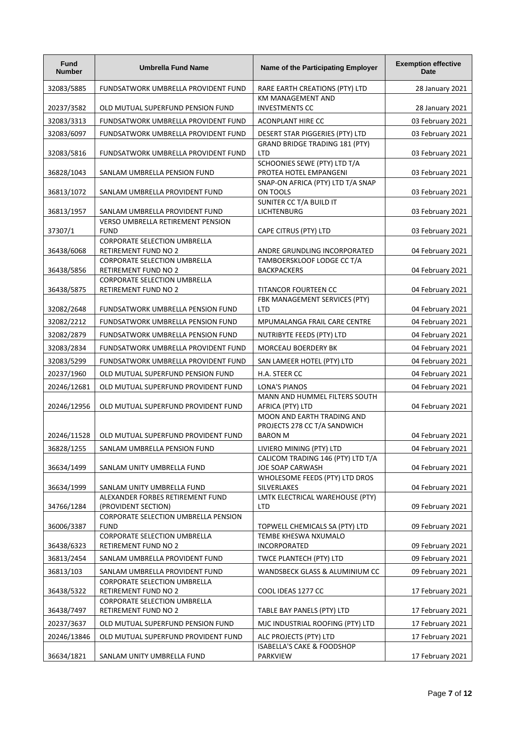| Fund Number | Umbrella Fund Name | Name of the Participating Employer | Exemption effective Date |
|---|---|---|---|
| 32083/5885 | FUNDSATWORK UMBRELLA PROVIDENT FUND | RARE EARTH CREATIONS (PTY) LTD | 28 January 2021 |
| 20237/3582 | OLD MUTUAL SUPERFUND PENSION FUND | KM MANAGEMENT AND INVESTMENTS CC | 28 January 2021 |
| 32083/3313 | FUNDSATWORK UMBRELLA PROVIDENT FUND | ACONPLANT HIRE CC | 03 February 2021 |
| 32083/6097 | FUNDSATWORK UMBRELLA PROVIDENT FUND | DESERT STAR PIGGERIES (PTY) LTD | 03 February 2021 |
| 32083/5816 | FUNDSATWORK UMBRELLA PROVIDENT FUND | GRAND BRIDGE TRADING 181 (PTY) LTD | 03 February 2021 |
| 36828/1043 | SANLAM UMBRELLA PENSION FUND | SCHOONIES SEWE (PTY) LTD T/A PROTEA HOTEL EMPANGENI | 03 February 2021 |
| 36813/1072 | SANLAM UMBRELLA PROVIDENT FUND | SNAP-ON AFRICA (PTY) LTD T/A SNAP ON TOOLS | 03 February 2021 |
| 36813/1957 | SANLAM UMBRELLA PROVIDENT FUND | SUNITER CC T/A BUILD IT LICHTENBURG | 03 February 2021 |
| 37307/1 | VERSO UMBRELLA RETIREMENT PENSION FUND | CAPE CITRUS (PTY) LTD | 03 February 2021 |
| 36438/6068 | CORPORATE SELECTION UMBRELLA RETIREMENT FUND NO 2 | ANDRE GRUNDLING INCORPORATED | 04 February 2021 |
| 36438/5856 | CORPORATE SELECTION UMBRELLA RETIREMENT FUND NO 2 | TAMBOERSKLOOF LODGE CC T/A BACKPACKERS | 04 February 2021 |
| 36438/5875 | CORPORATE SELECTION UMBRELLA RETIREMENT FUND NO 2 | TITANCOR FOURTEEN CC | 04 February 2021 |
| 32082/2648 | FUNDSATWORK UMBRELLA PENSION FUND | FBK MANAGEMENT SERVICES (PTY) LTD | 04 February 2021 |
| 32082/2212 | FUNDSATWORK UMBRELLA PENSION FUND | MPUMALANGA FRAIL CARE CENTRE | 04 February 2021 |
| 32082/2879 | FUNDSATWORK UMBRELLA PENSION FUND | NUTRIBYTE FEEDS (PTY) LTD | 04 February 2021 |
| 32083/2834 | FUNDSATWORK UMBRELLA PROVIDENT FUND | MORCEAU BOERDERY BK | 04 February 2021 |
| 32083/5299 | FUNDSATWORK UMBRELLA PROVIDENT FUND | SAN LAMEER HOTEL (PTY) LTD | 04 February 2021 |
| 20237/1960 | OLD MUTUAL SUPERFUND PENSION FUND | H.A. STEER CC | 04 February 2021 |
| 20246/12681 | OLD MUTUAL SUPERFUND PROVIDENT FUND | LONA'S PIANOS | 04 February 2021 |
| 20246/12956 | OLD MUTUAL SUPERFUND PROVIDENT FUND | MANN AND HUMMEL FILTERS SOUTH AFRICA (PTY) LTD | 04 February 2021 |
| 20246/11528 | OLD MUTUAL SUPERFUND PROVIDENT FUND | MOON AND EARTH TRADING AND PROJECTS 278 CC T/A SANDWICH BARON M | 04 February 2021 |
| 36828/1255 | SANLAM UMBRELLA PENSION FUND | LIVIERO MINING (PTY) LTD | 04 February 2021 |
| 36634/1499 | SANLAM UNITY UMBRELLA FUND | CALICOM TRADING 146 (PTY) LTD T/A JOE SOAP CARWASH | 04 February 2021 |
| 36634/1999 | SANLAM UNITY UMBRELLA FUND | WHOLESOME FEEDS (PTY) LTD DROS SILVERLAKES | 04 February 2021 |
| 34766/1284 | ALEXANDER FORBES RETIREMENT FUND (PROVIDENT SECTION) | LMTK ELECTRICAL WAREHOUSE (PTY) LTD | 09 February 2021 |
| 36006/3387 | CORPORATE SELECTION UMBRELLA PENSION FUND | TOPWELL CHEMICALS SA (PTY) LTD | 09 February 2021 |
| 36438/6323 | CORPORATE SELECTION UMBRELLA RETIREMENT FUND NO 2 | TEMBE KHESWA NXUMALO INCORPORATED | 09 February 2021 |
| 36813/2454 | SANLAM UMBRELLA PROVIDENT FUND | TWCE PLANTECH (PTY) LTD | 09 February 2021 |
| 36813/103 | SANLAM UMBRELLA PROVIDENT FUND | WANDSBECK GLASS & ALUMINIUM CC | 09 February 2021 |
| 36438/5322 | CORPORATE SELECTION UMBRELLA RETIREMENT FUND NO 2 | COOL IDEAS 1277 CC | 17 February 2021 |
| 36438/7497 | CORPORATE SELECTION UMBRELLA RETIREMENT FUND NO 2 | TABLE BAY PANELS (PTY) LTD | 17 February 2021 |
| 20237/3637 | OLD MUTUAL SUPERFUND PENSION FUND | MJC INDUSTRIAL ROOFING (PTY) LTD | 17 February 2021 |
| 20246/13846 | OLD MUTUAL SUPERFUND PROVIDENT FUND | ALC PROJECTS (PTY) LTD | 17 February 2021 |
| 36634/1821 | SANLAM UNITY UMBRELLA FUND | ISABELLA'S CAKE & FOODSHOP PARKVIEW | 17 February 2021 |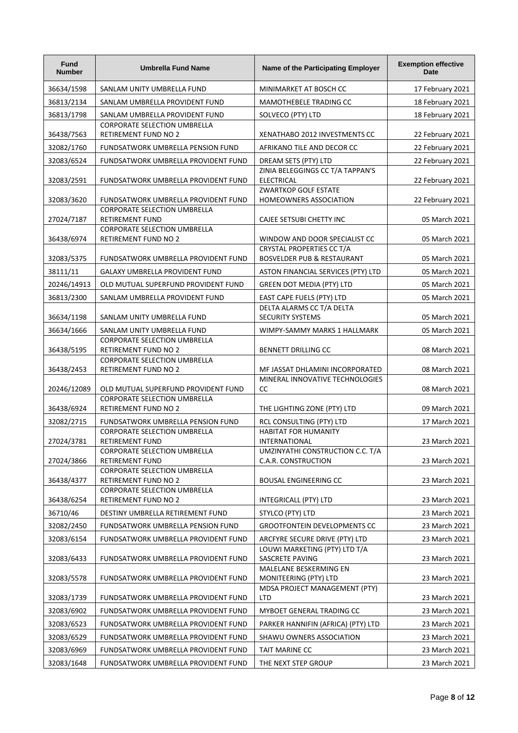| Fund Number | Umbrella Fund Name | Name of the Participating Employer | Exemption effective Date |
|---|---|---|---|
| 36634/1598 | SANLAM UNITY UMBRELLA FUND | MINIMARKET AT BOSCH CC | 17 February 2021 |
| 36813/2134 | SANLAM UMBRELLA PROVIDENT FUND | MAMOTHEBELE TRADING CC | 18 February 2021 |
| 36813/1798 | SANLAM UMBRELLA PROVIDENT FUND | SOLVECO (PTY) LTD | 18 February 2021 |
| 36438/7563 | CORPORATE SELECTION UMBRELLA RETIREMENT FUND NO 2 | XENATHABO 2012 INVESTMENTS CC | 22 February 2021 |
| 32082/1760 | FUNDSATWORK UMBRELLA PENSION FUND | AFRIKANO TILE AND DECOR CC | 22 February 2021 |
| 32083/6524 | FUNDSATWORK UMBRELLA PROVIDENT FUND | DREAM SETS (PTY) LTD | 22 February 2021 |
| 32083/2591 | FUNDSATWORK UMBRELLA PROVIDENT FUND | ZINIA BELEGGINGS CC T/A TAPPAN'S ELECTRICAL | 22 February 2021 |
| 32083/3620 | FUNDSATWORK UMBRELLA PROVIDENT FUND | ZWARTKOP GOLF ESTATE HOMEOWNERS ASSOCIATION | 22 February 2021 |
| 27024/7187 | CORPORATE SELECTION UMBRELLA RETIREMENT FUND | CAJEE SETSUBI CHETTY INC | 05 March 2021 |
| 36438/6974 | CORPORATE SELECTION UMBRELLA RETIREMENT FUND NO 2 | WINDOW AND DOOR SPECIALIST CC | 05 March 2021 |
| 32083/5375 | FUNDSATWORK UMBRELLA PROVIDENT FUND | CRYSTAL PROPERTIES CC T/A BOSVELDER PUB & RESTAURANT | 05 March 2021 |
| 38111/11 | GALAXY UMBRELLA PROVIDENT FUND | ASTON FINANCIAL SERVICES (PTY) LTD | 05 March 2021 |
| 20246/14913 | OLD MUTUAL SUPERFUND PROVIDENT FUND | GREEN DOT MEDIA (PTY) LTD | 05 March 2021 |
| 36813/2300 | SANLAM UMBRELLA PROVIDENT FUND | EAST CAPE FUELS (PTY) LTD | 05 March 2021 |
| 36634/1198 | SANLAM UNITY UMBRELLA FUND | DELTA ALARMS CC T/A DELTA SECURITY SYSTEMS | 05 March 2021 |
| 36634/1666 | SANLAM UNITY UMBRELLA FUND | WIMPY-SAMMY MARKS 1 HALLMARK | 05 March 2021 |
| 36438/5195 | CORPORATE SELECTION UMBRELLA RETIREMENT FUND NO 2 | BENNETT DRILLING CC | 08 March 2021 |
| 36438/2453 | CORPORATE SELECTION UMBRELLA RETIREMENT FUND NO 2 | MF JASSAT DHLAMINI INCORPORATED | 08 March 2021 |
| 20246/12089 | OLD MUTUAL SUPERFUND PROVIDENT FUND | MINERAL INNOVATIVE TECHNOLOGIES CC | 08 March 2021 |
| 36438/6924 | CORPORATE SELECTION UMBRELLA RETIREMENT FUND NO 2 | THE LIGHTING ZONE (PTY) LTD | 09 March 2021 |
| 32082/2715 | FUNDSATWORK UMBRELLA PENSION FUND | RCL CONSULTING (PTY) LTD | 17 March 2021 |
| 27024/3781 | CORPORATE SELECTION UMBRELLA RETIREMENT FUND | HABITAT FOR HUMANITY INTERNATIONAL | 23 March 2021 |
| 27024/3866 | CORPORATE SELECTION UMBRELLA RETIREMENT FUND | UMZINYATHI CONSTRUCTION C.C. T/A C.A.R. CONSTRUCTION | 23 March 2021 |
| 36438/4377 | CORPORATE SELECTION UMBRELLA RETIREMENT FUND NO 2 | BOUSAL ENGINEERING CC | 23 March 2021 |
| 36438/6254 | CORPORATE SELECTION UMBRELLA RETIREMENT FUND NO 2 | INTEGRICALL (PTY) LTD | 23 March 2021 |
| 36710/46 | DESTINY UMBRELLA RETIREMENT FUND | STYLCO (PTY) LTD | 23 March 2021 |
| 32082/2450 | FUNDSATWORK UMBRELLA PENSION FUND | GROOTFONTEIN DEVELOPMENTS CC | 23 March 2021 |
| 32083/6154 | FUNDSATWORK UMBRELLA PROVIDENT FUND | ARCFYRE SECURE DRIVE (PTY) LTD | 23 March 2021 |
| 32083/6433 | FUNDSATWORK UMBRELLA PROVIDENT FUND | LOUWI MARKETING (PTY) LTD T/A SASCRETE PAVING | 23 March 2021 |
| 32083/5578 | FUNDSATWORK UMBRELLA PROVIDENT FUND | MALELANE BESKERMING EN MONITEERING (PTY) LTD | 23 March 2021 |
| 32083/1739 | FUNDSATWORK UMBRELLA PROVIDENT FUND | MDSA PROJECT MANAGEMENT (PTY) LTD | 23 March 2021 |
| 32083/6902 | FUNDSATWORK UMBRELLA PROVIDENT FUND | MYBOET GENERAL TRADING CC | 23 March 2021 |
| 32083/6523 | FUNDSATWORK UMBRELLA PROVIDENT FUND | PARKER HANNIFIN (AFRICA) (PTY) LTD | 23 March 2021 |
| 32083/6529 | FUNDSATWORK UMBRELLA PROVIDENT FUND | SHAWU OWNERS ASSOCIATION | 23 March 2021 |
| 32083/6969 | FUNDSATWORK UMBRELLA PROVIDENT FUND | TAIT MARINE CC | 23 March 2021 |
| 32083/1648 | FUNDSATWORK UMBRELLA PROVIDENT FUND | THE NEXT STEP GROUP | 23 March 2021 |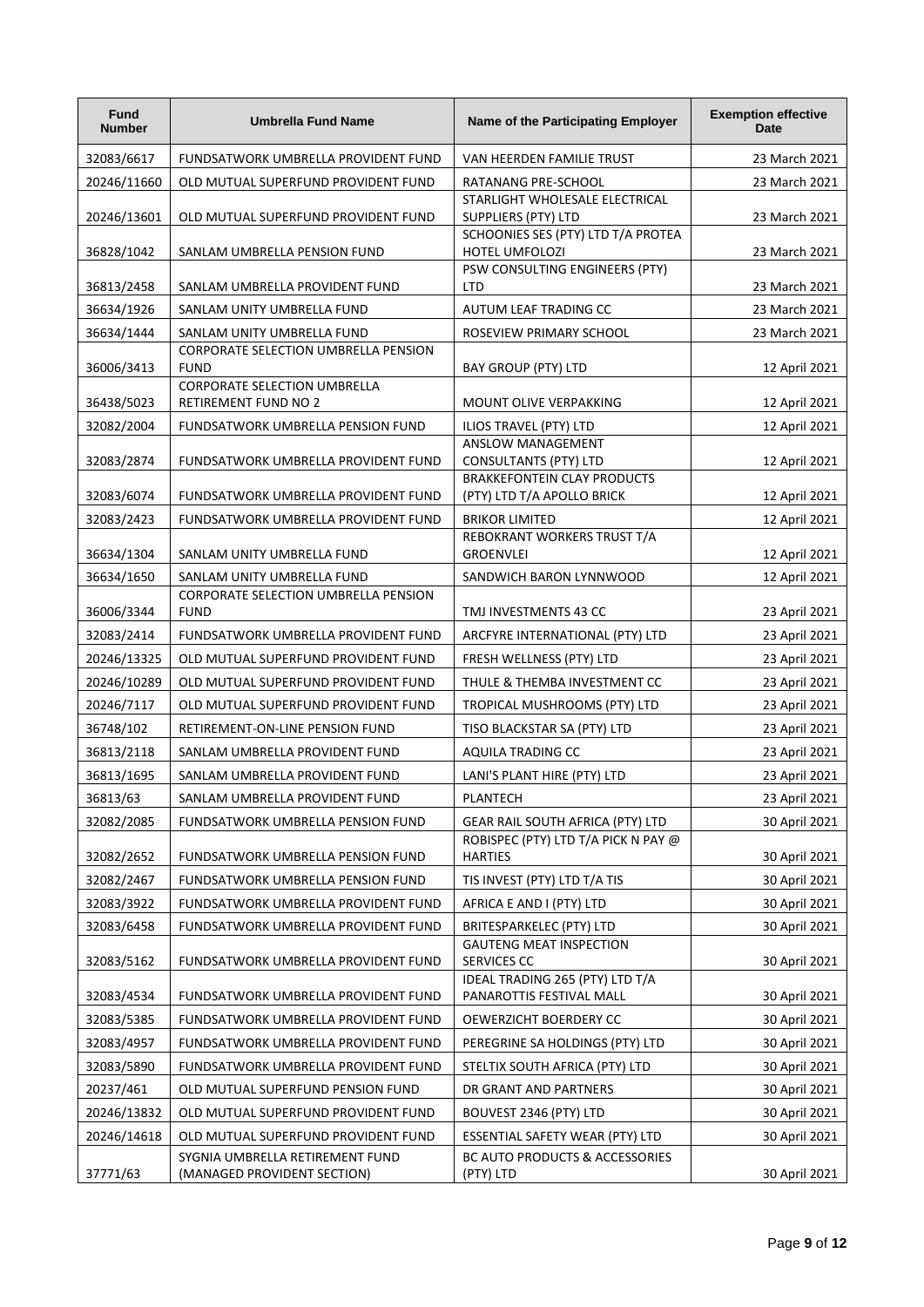| Fund Number | Umbrella Fund Name | Name of the Participating Employer | Exemption effective Date |
|---|---|---|---|
| 32083/6617 | FUNDSATWORK UMBRELLA PROVIDENT FUND | VAN HEERDEN FAMILIE TRUST | 23 March 2021 |
| 20246/11660 | OLD MUTUAL SUPERFUND PROVIDENT FUND | RATANANG PRE-SCHOOL | 23 March 2021 |
| 20246/13601 | OLD MUTUAL SUPERFUND PROVIDENT FUND | STARLIGHT WHOLESALE ELECTRICAL SUPPLIERS (PTY) LTD | 23 March 2021 |
| 36828/1042 | SANLAM UMBRELLA PENSION FUND | SCHOONIES SES (PTY) LTD T/A PROTEA HOTEL UMFOLOZI | 23 March 2021 |
| 36813/2458 | SANLAM UMBRELLA PROVIDENT FUND | PSW CONSULTING ENGINEERS (PTY) LTD | 23 March 2021 |
| 36634/1926 | SANLAM UNITY UMBRELLA FUND | AUTUM LEAF TRADING CC | 23 March 2021 |
| 36634/1444 | SANLAM UNITY UMBRELLA FUND | ROSEVIEW PRIMARY SCHOOL | 23 March 2021 |
| 36006/3413 | CORPORATE SELECTION UMBRELLA PENSION FUND | BAY GROUP (PTY) LTD | 12 April 2021 |
| 36438/5023 | CORPORATE SELECTION UMBRELLA RETIREMENT FUND NO 2 | MOUNT OLIVE VERPAKKING | 12 April 2021 |
| 32082/2004 | FUNDSATWORK UMBRELLA PENSION FUND | ILIOS TRAVEL (PTY) LTD | 12 April 2021 |
| 32083/2874 | FUNDSATWORK UMBRELLA PROVIDENT FUND | ANSLOW MANAGEMENT CONSULTANTS (PTY) LTD | 12 April 2021 |
| 32083/6074 | FUNDSATWORK UMBRELLA PROVIDENT FUND | BRAKKEFONTEIN CLAY PRODUCTS (PTY) LTD T/A APOLLO BRICK | 12 April 2021 |
| 32083/2423 | FUNDSATWORK UMBRELLA PROVIDENT FUND | BRIKOR LIMITED | 12 April 2021 |
| 36634/1304 | SANLAM UNITY UMBRELLA FUND | REBOKRANT WORKERS TRUST T/A GROENVLEI | 12 April 2021 |
| 36634/1650 | SANLAM UNITY UMBRELLA FUND | SANDWICH BARON LYNNWOOD | 12 April 2021 |
| 36006/3344 | CORPORATE SELECTION UMBRELLA PENSION FUND | TMJ INVESTMENTS 43 CC | 23 April 2021 |
| 32083/2414 | FUNDSATWORK UMBRELLA PROVIDENT FUND | ARCFYRE INTERNATIONAL (PTY) LTD | 23 April 2021 |
| 20246/13325 | OLD MUTUAL SUPERFUND PROVIDENT FUND | FRESH WELLNESS (PTY) LTD | 23 April 2021 |
| 20246/10289 | OLD MUTUAL SUPERFUND PROVIDENT FUND | THULE & THEMBA INVESTMENT CC | 23 April 2021 |
| 20246/7117 | OLD MUTUAL SUPERFUND PROVIDENT FUND | TROPICAL MUSHROOMS (PTY) LTD | 23 April 2021 |
| 36748/102 | RETIREMENT-ON-LINE PENSION FUND | TISO BLACKSTAR SA (PTY) LTD | 23 April 2021 |
| 36813/2118 | SANLAM UMBRELLA PROVIDENT FUND | AQUILA TRADING CC | 23 April 2021 |
| 36813/1695 | SANLAM UMBRELLA PROVIDENT FUND | LANI'S PLANT HIRE (PTY) LTD | 23 April 2021 |
| 36813/63 | SANLAM UMBRELLA PROVIDENT FUND | PLANTECH | 23 April 2021 |
| 32082/2085 | FUNDSATWORK UMBRELLA PENSION FUND | GEAR RAIL SOUTH AFRICA (PTY) LTD | 30 April 2021 |
| 32082/2652 | FUNDSATWORK UMBRELLA PENSION FUND | ROBISPEC (PTY) LTD T/A PICK N PAY @ HARTIES | 30 April 2021 |
| 32082/2467 | FUNDSATWORK UMBRELLA PENSION FUND | TIS INVEST (PTY) LTD T/A TIS | 30 April 2021 |
| 32083/3922 | FUNDSATWORK UMBRELLA PROVIDENT FUND | AFRICA E AND I (PTY) LTD | 30 April 2021 |
| 32083/6458 | FUNDSATWORK UMBRELLA PROVIDENT FUND | BRITESPARKELEC (PTY) LTD | 30 April 2021 |
| 32083/5162 | FUNDSATWORK UMBRELLA PROVIDENT FUND | GAUTENG MEAT INSPECTION SERVICES CC | 30 April 2021 |
| 32083/4534 | FUNDSATWORK UMBRELLA PROVIDENT FUND | IDEAL TRADING 265 (PTY) LTD T/A PANAROTTIS FESTIVAL MALL | 30 April 2021 |
| 32083/5385 | FUNDSATWORK UMBRELLA PROVIDENT FUND | OEWERZICHT BOERDERY CC | 30 April 2021 |
| 32083/4957 | FUNDSATWORK UMBRELLA PROVIDENT FUND | PEREGRINE SA HOLDINGS (PTY) LTD | 30 April 2021 |
| 32083/5890 | FUNDSATWORK UMBRELLA PROVIDENT FUND | STELTIX SOUTH AFRICA (PTY) LTD | 30 April 2021 |
| 20237/461 | OLD MUTUAL SUPERFUND PENSION FUND | DR GRANT AND PARTNERS | 30 April 2021 |
| 20246/13832 | OLD MUTUAL SUPERFUND PROVIDENT FUND | BOUVEST 2346 (PTY) LTD | 30 April 2021 |
| 20246/14618 | OLD MUTUAL SUPERFUND PROVIDENT FUND | ESSENTIAL SAFETY WEAR (PTY) LTD | 30 April 2021 |
| 37771/63 | SYGNIA UMBRELLA RETIREMENT FUND (MANAGED PROVIDENT SECTION) | BC AUTO PRODUCTS & ACCESSORIES (PTY) LTD | 30 April 2021 |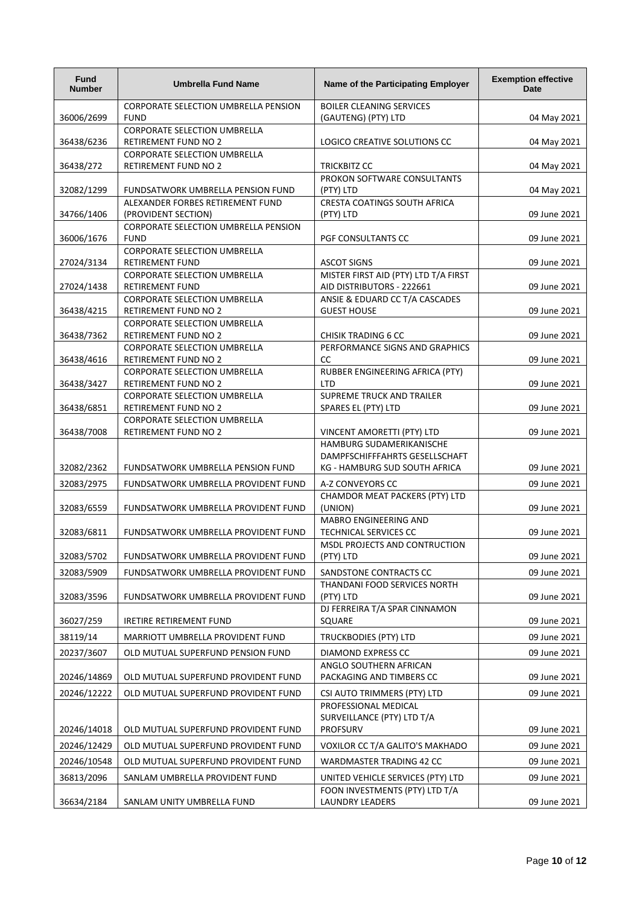| Fund Number | Umbrella Fund Name | Name of the Participating Employer | Exemption effective Date |
|---|---|---|---|
| 36006/2699 | CORPORATE SELECTION UMBRELLA PENSION FUND | BOILER CLEANING SERVICES (GAUTENG) (PTY) LTD | 04 May 2021 |
| 36438/6236 | CORPORATE SELECTION UMBRELLA RETIREMENT FUND NO 2 | LOGICO CREATIVE SOLUTIONS CC | 04 May 2021 |
| 36438/272 | CORPORATE SELECTION UMBRELLA RETIREMENT FUND NO 2 | TRICKBITZ CC | 04 May 2021 |
| 32082/1299 | FUNDSATWORK UMBRELLA PENSION FUND | PROKON SOFTWARE CONSULTANTS (PTY) LTD | 04 May 2021 |
| 34766/1406 | ALEXANDER FORBES RETIREMENT FUND (PROVIDENT SECTION) | CRESTA COATINGS SOUTH AFRICA (PTY) LTD | 09 June 2021 |
| 36006/1676 | CORPORATE SELECTION UMBRELLA PENSION FUND | PGF CONSULTANTS CC | 09 June 2021 |
| 27024/3134 | CORPORATE SELECTION UMBRELLA RETIREMENT FUND | ASCOT SIGNS | 09 June 2021 |
| 27024/1438 | CORPORATE SELECTION UMBRELLA RETIREMENT FUND | MISTER FIRST AID (PTY) LTD T/A FIRST AID DISTRIBUTORS - 222661 | 09 June 2021 |
| 36438/4215 | CORPORATE SELECTION UMBRELLA RETIREMENT FUND NO 2 | ANSIE & EDUARD CC T/A CASCADES GUEST HOUSE | 09 June 2021 |
| 36438/7362 | CORPORATE SELECTION UMBRELLA RETIREMENT FUND NO 2 | CHISIK TRADING 6 CC | 09 June 2021 |
| 36438/4616 | CORPORATE SELECTION UMBRELLA RETIREMENT FUND NO 2 | PERFORMANCE SIGNS AND GRAPHICS CC | 09 June 2021 |
| 36438/3427 | CORPORATE SELECTION UMBRELLA RETIREMENT FUND NO 2 | RUBBER ENGINEERING AFRICA (PTY) LTD | 09 June 2021 |
| 36438/6851 | CORPORATE SELECTION UMBRELLA RETIREMENT FUND NO 2 | SUPREME TRUCK AND TRAILER SPARES EL (PTY) LTD | 09 June 2021 |
| 36438/7008 | CORPORATE SELECTION UMBRELLA RETIREMENT FUND NO 2 | VINCENT AMORETTI (PTY) LTD | 09 June 2021 |
| 32082/2362 | FUNDSATWORK UMBRELLA PENSION FUND | HAMBURG SUDAMERIKANISCHE DAMPFSCHIFFFAHRTS GESELLSCHAFT KG - HAMBURG SUD SOUTH AFRICA | 09 June 2021 |
| 32083/2975 | FUNDSATWORK UMBRELLA PROVIDENT FUND | A-Z CONVEYORS CC | 09 June 2021 |
| 32083/6559 | FUNDSATWORK UMBRELLA PROVIDENT FUND | CHAMDOR MEAT PACKERS (PTY) LTD (UNION) | 09 June 2021 |
| 32083/6811 | FUNDSATWORK UMBRELLA PROVIDENT FUND | MABRO ENGINEERING AND TECHNICAL SERVICES CC | 09 June 2021 |
| 32083/5702 | FUNDSATWORK UMBRELLA PROVIDENT FUND | MSDL PROJECTS AND CONTRUCTION (PTY) LTD | 09 June 2021 |
| 32083/5909 | FUNDSATWORK UMBRELLA PROVIDENT FUND | SANDSTONE CONTRACTS CC | 09 June 2021 |
| 32083/3596 | FUNDSATWORK UMBRELLA PROVIDENT FUND | THANDANI FOOD SERVICES NORTH (PTY) LTD | 09 June 2021 |
| 36027/259 | IRETIRE RETIREMENT FUND | DJ FERREIRA T/A SPAR CINNAMON SQUARE | 09 June 2021 |
| 38119/14 | MARRIOTT UMBRELLA PROVIDENT FUND | TRUCKBODIES (PTY) LTD | 09 June 2021 |
| 20237/3607 | OLD MUTUAL SUPERFUND PENSION FUND | DIAMOND EXPRESS CC | 09 June 2021 |
| 20246/14869 | OLD MUTUAL SUPERFUND PROVIDENT FUND | ANGLO SOUTHERN AFRICAN PACKAGING AND TIMBERS CC | 09 June 2021 |
| 20246/12222 | OLD MUTUAL SUPERFUND PROVIDENT FUND | CSI AUTO TRIMMERS (PTY) LTD | 09 June 2021 |
| 20246/14018 | OLD MUTUAL SUPERFUND PROVIDENT FUND | PROFESSIONAL MEDICAL SURVEILLANCE (PTY) LTD T/A PROFSURV | 09 June 2021 |
| 20246/12429 | OLD MUTUAL SUPERFUND PROVIDENT FUND | VOXILOR CC T/A GALITO'S MAKHADO | 09 June 2021 |
| 20246/10548 | OLD MUTUAL SUPERFUND PROVIDENT FUND | WARDMASTER TRADING 42 CC | 09 June 2021 |
| 36813/2096 | SANLAM UMBRELLA PROVIDENT FUND | UNITED VEHICLE SERVICES (PTY) LTD | 09 June 2021 |
| 36634/2184 | SANLAM UNITY UMBRELLA FUND | FOON INVESTMENTS (PTY) LTD T/A LAUNDRY LEADERS | 09 June 2021 |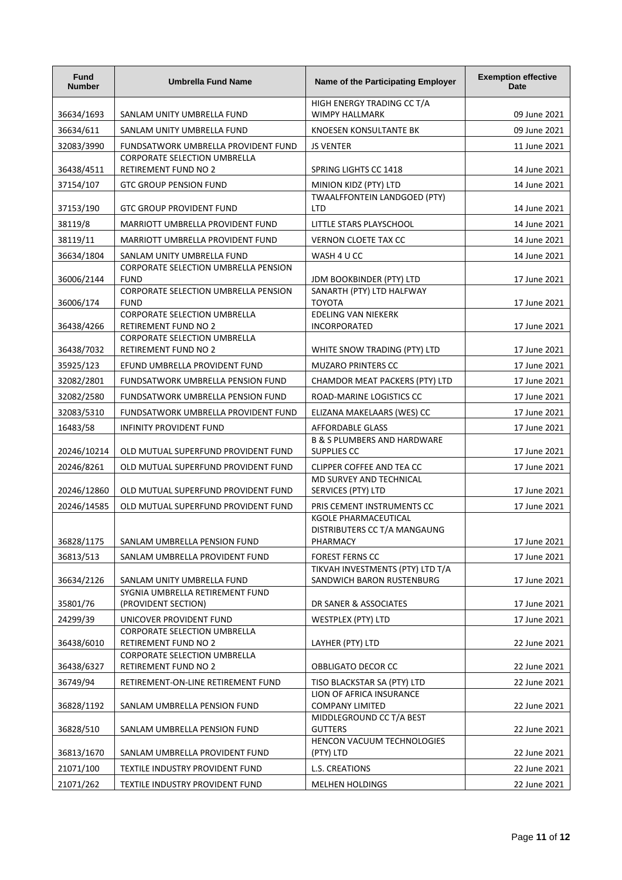| Fund Number | Umbrella Fund Name | Name of the Participating Employer | Exemption effective Date |
|---|---|---|---|
| 36634/1693 | SANLAM UNITY UMBRELLA FUND | HIGH ENERGY TRADING CC T/A WIMPY HALLMARK | 09 June 2021 |
| 36634/611 | SANLAM UNITY UMBRELLA FUND | KNOESEN KONSULTANTE BK | 09 June 2021 |
| 32083/3990 | FUNDSATWORK UMBRELLA PROVIDENT FUND | JS VENTER | 11 June 2021 |
| 36438/4511 | CORPORATE SELECTION UMBRELLA RETIREMENT FUND NO 2 | SPRING LIGHTS CC 1418 | 14 June 2021 |
| 37154/107 | GTC GROUP PENSION FUND | MINION KIDZ (PTY) LTD | 14 June 2021 |
| 37153/190 | GTC GROUP PROVIDENT FUND | TWAALFFONTEIN LANDGOED (PTY) LTD | 14 June 2021 |
| 38119/8 | MARRIOTT UMBRELLA PROVIDENT FUND | LITTLE STARS PLAYSCHOOL | 14 June 2021 |
| 38119/11 | MARRIOTT UMBRELLA PROVIDENT FUND | VERNON CLOETE TAX CC | 14 June 2021 |
| 36634/1804 | SANLAM UNITY UMBRELLA FUND | WASH 4 U CC | 14 June 2021 |
| 36006/2144 | CORPORATE SELECTION UMBRELLA PENSION FUND | JDM BOOKBINDER (PTY) LTD | 17 June 2021 |
| 36006/174 | CORPORATE SELECTION UMBRELLA PENSION FUND | SANARTH (PTY) LTD HALFWAY TOYOTA | 17 June 2021 |
| 36438/4266 | CORPORATE SELECTION UMBRELLA RETIREMENT FUND NO 2 | EDELING VAN NIEKERK INCORPORATED | 17 June 2021 |
| 36438/7032 | CORPORATE SELECTION UMBRELLA RETIREMENT FUND NO 2 | WHITE SNOW TRADING (PTY) LTD | 17 June 2021 |
| 35925/123 | EFUND UMBRELLA PROVIDENT FUND | MUZARO PRINTERS CC | 17 June 2021 |
| 32082/2801 | FUNDSATWORK UMBRELLA PENSION FUND | CHAMDOR MEAT PACKERS (PTY) LTD | 17 June 2021 |
| 32082/2580 | FUNDSATWORK UMBRELLA PENSION FUND | ROAD-MARINE LOGISTICS CC | 17 June 2021 |
| 32083/5310 | FUNDSATWORK UMBRELLA PROVIDENT FUND | ELIZANA MAKELAARS (WES) CC | 17 June 2021 |
| 16483/58 | INFINITY PROVIDENT FUND | AFFORDABLE GLASS | 17 June 2021 |
| 20246/10214 | OLD MUTUAL SUPERFUND PROVIDENT FUND | B & S PLUMBERS AND HARDWARE SUPPLIES CC | 17 June 2021 |
| 20246/8261 | OLD MUTUAL SUPERFUND PROVIDENT FUND | CLIPPER COFFEE AND TEA CC | 17 June 2021 |
| 20246/12860 | OLD MUTUAL SUPERFUND PROVIDENT FUND | MD SURVEY AND TECHNICAL SERVICES (PTY) LTD | 17 June 2021 |
| 20246/14585 | OLD MUTUAL SUPERFUND PROVIDENT FUND | PRIS CEMENT INSTRUMENTS CC | 17 June 2021 |
| 36828/1175 | SANLAM UMBRELLA PENSION FUND | KGOLE PHARMACEUTICAL DISTRIBUTERS CC T/A MANGAUNG PHARMACY | 17 June 2021 |
| 36813/513 | SANLAM UMBRELLA PROVIDENT FUND | FOREST FERNS CC | 17 June 2021 |
| 36634/2126 | SANLAM UNITY UMBRELLA FUND | TIKVAH INVESTMENTS (PTY) LTD T/A SANDWICH BARON RUSTENBURG | 17 June 2021 |
| 35801/76 | SYGNIA UMBRELLA RETIREMENT FUND (PROVIDENT SECTION) | DR SANER & ASSOCIATES | 17 June 2021 |
| 24299/39 | UNICOVER PROVIDENT FUND | WESTPLEX (PTY) LTD | 17 June 2021 |
| 36438/6010 | CORPORATE SELECTION UMBRELLA RETIREMENT FUND NO 2 | LAYHER (PTY) LTD | 22 June 2021 |
| 36438/6327 | CORPORATE SELECTION UMBRELLA RETIREMENT FUND NO 2 | OBBLIGATO DECOR CC | 22 June 2021 |
| 36749/94 | RETIREMENT-ON-LINE RETIREMENT FUND | TISO BLACKSTAR SA (PTY) LTD | 22 June 2021 |
| 36828/1192 | SANLAM UMBRELLA PENSION FUND | LION OF AFRICA INSURANCE COMPANY LIMITED | 22 June 2021 |
| 36828/510 | SANLAM UMBRELLA PENSION FUND | MIDDLEGROUND CC T/A BEST GUTTERS | 22 June 2021 |
| 36813/1670 | SANLAM UMBRELLA PROVIDENT FUND | HENCON VACUUM TECHNOLOGIES (PTY) LTD | 22 June 2021 |
| 21071/100 | TEXTILE INDUSTRY PROVIDENT FUND | L.S. CREATIONS | 22 June 2021 |
| 21071/262 | TEXTILE INDUSTRY PROVIDENT FUND | MELHEN HOLDINGS | 22 June 2021 |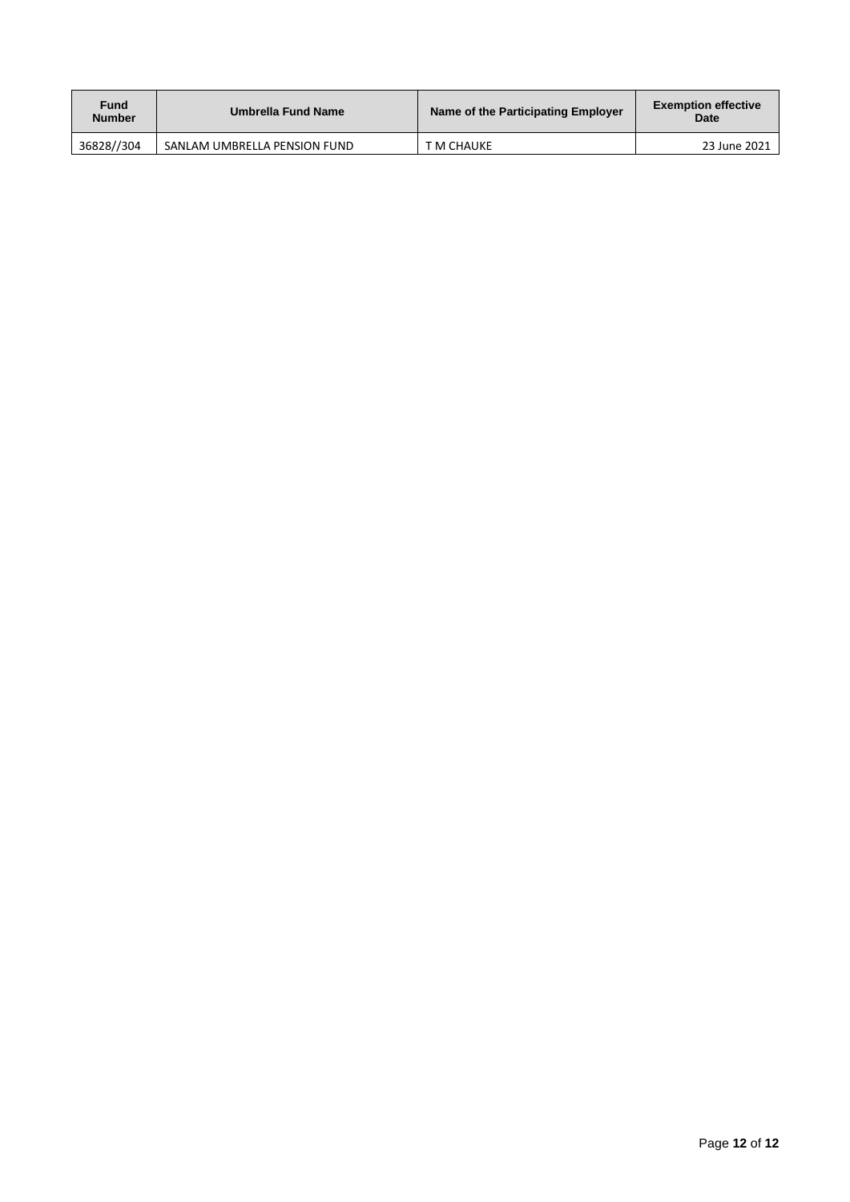| Fund Number | Umbrella Fund Name | Name of the Participating Employer | Exemption effective Date |
|---|---|---|---|
| 36828//304 | SANLAM UMBRELLA PENSION FUND | T M CHAUKE | 23 June 2021 |